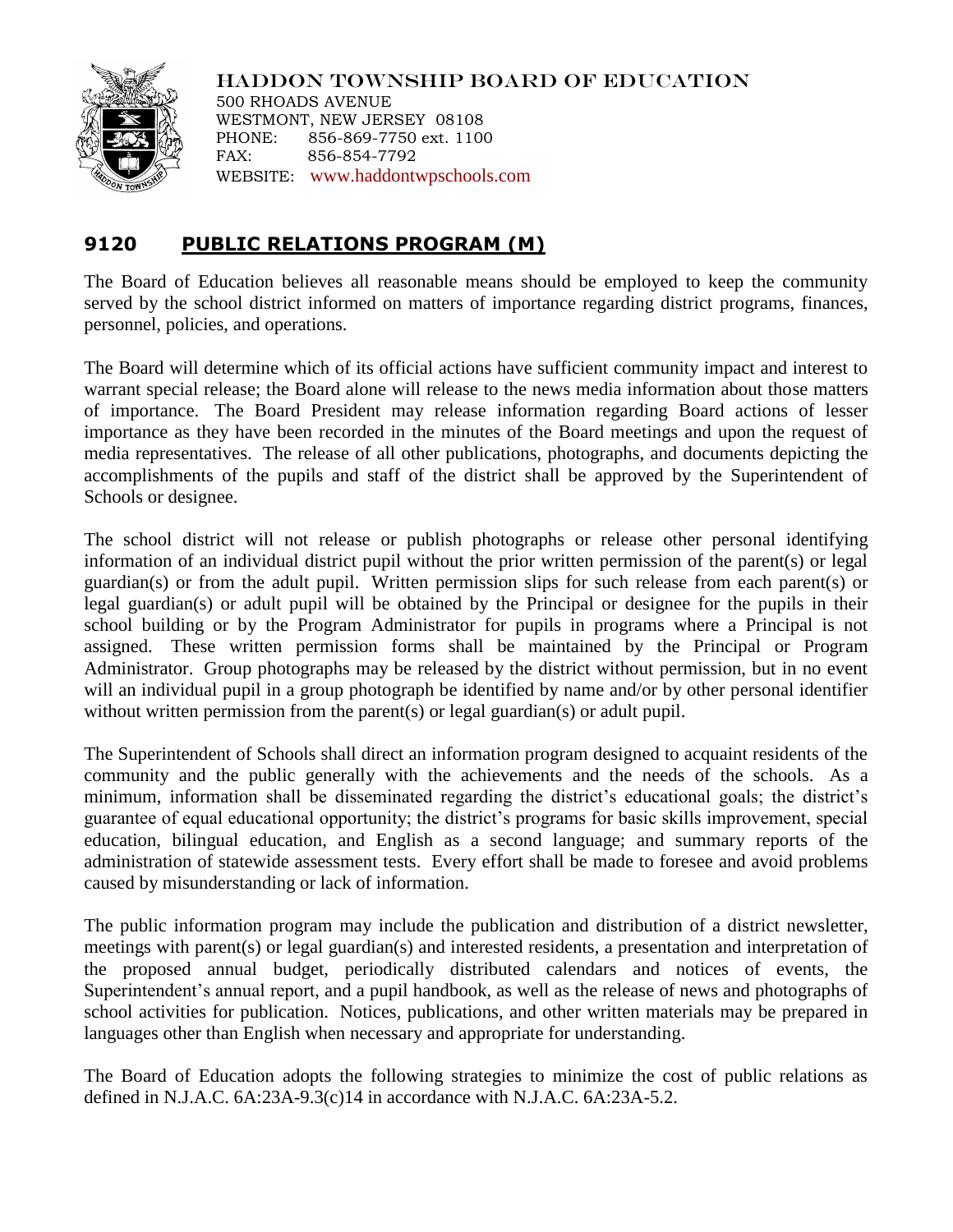HADDON TOWNSHIP BOARD OF EDUCATION
500 RHOADS AVENUE
WESTMONT, NEW JERSEY 08108
PHONE: 856-869-7750 ext. 1100
FAX: 856-854-7792
WEBSITE: www.haddontwpschools.com

## 9120 PUBLIC RELATIONS PROGRAM (M)

The Board of Education believes all reasonable means should be employed to keep the community served by the school district informed on matters of importance regarding district programs, finances, personnel, policies, and operations.

The Board will determine which of its official actions have sufficient community impact and interest to warrant special release; the Board alone will release to the news media information about those matters of importance. The Board President may release information regarding Board actions of lesser importance as they have been recorded in the minutes of the Board meetings and upon the request of media representatives. The release of all other publications, photographs, and documents depicting the accomplishments of the pupils and staff of the district shall be approved by the Superintendent of Schools or designee.

The school district will not release or publish photographs or release other personal identifying information of an individual district pupil without the prior written permission of the parent(s) or legal guardian(s) or from the adult pupil. Written permission slips for such release from each parent(s) or legal guardian(s) or adult pupil will be obtained by the Principal or designee for the pupils in their school building or by the Program Administrator for pupils in programs where a Principal is not assigned. These written permission forms shall be maintained by the Principal or Program Administrator. Group photographs may be released by the district without permission, but in no event will an individual pupil in a group photograph be identified by name and/or by other personal identifier without written permission from the parent(s) or legal guardian(s) or adult pupil.

The Superintendent of Schools shall direct an information program designed to acquaint residents of the community and the public generally with the achievements and the needs of the schools. As a minimum, information shall be disseminated regarding the district's educational goals; the district's guarantee of equal educational opportunity; the district's programs for basic skills improvement, special education, bilingual education, and English as a second language; and summary reports of the administration of statewide assessment tests. Every effort shall be made to foresee and avoid problems caused by misunderstanding or lack of information.

The public information program may include the publication and distribution of a district newsletter, meetings with parent(s) or legal guardian(s) and interested residents, a presentation and interpretation of the proposed annual budget, periodically distributed calendars and notices of events, the Superintendent's annual report, and a pupil handbook, as well as the release of news and photographs of school activities for publication. Notices, publications, and other written materials may be prepared in languages other than English when necessary and appropriate for understanding.

The Board of Education adopts the following strategies to minimize the cost of public relations as defined in N.J.A.C. 6A:23A-9.3(c)14 in accordance with N.J.A.C. 6A:23A-5.2.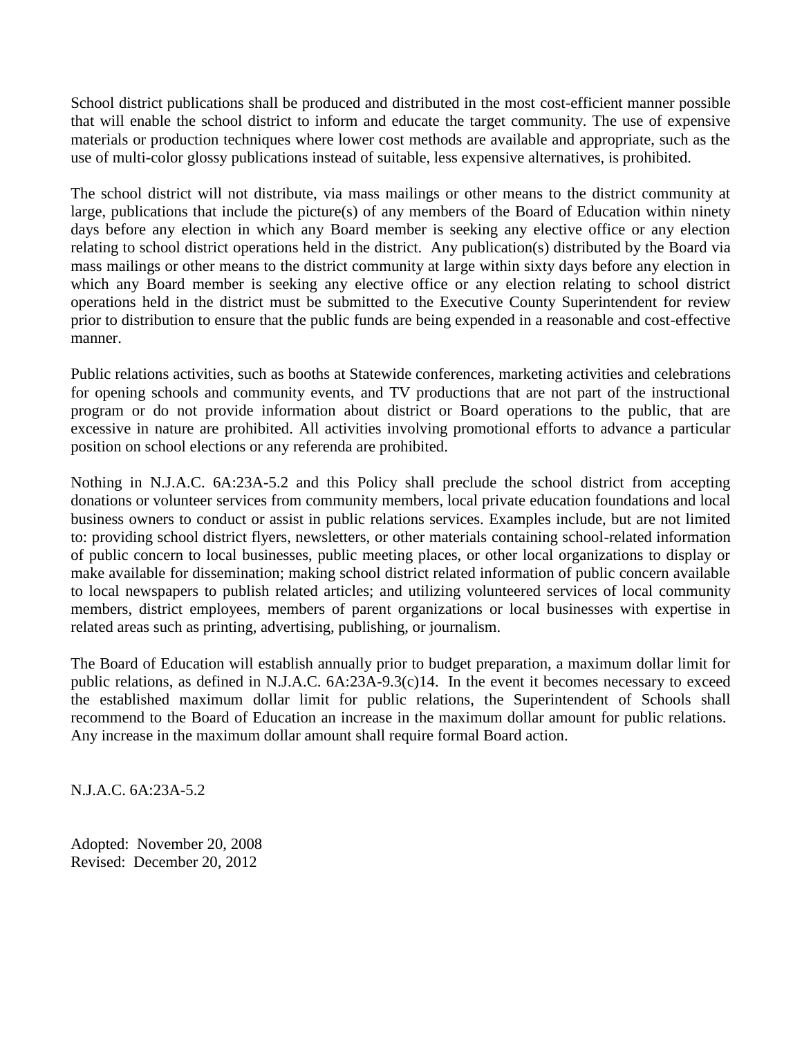School district publications shall be produced and distributed in the most cost-efficient manner possible that will enable the school district to inform and educate the target community. The use of expensive materials or production techniques where lower cost methods are available and appropriate, such as the use of multi-color glossy publications instead of suitable, less expensive alternatives, is prohibited.

The school district will not distribute, via mass mailings or other means to the district community at large, publications that include the picture(s) of any members of the Board of Education within ninety days before any election in which any Board member is seeking any elective office or any election relating to school district operations held in the district. Any publication(s) distributed by the Board via mass mailings or other means to the district community at large within sixty days before any election in which any Board member is seeking any elective office or any election relating to school district operations held in the district must be submitted to the Executive County Superintendent for review prior to distribution to ensure that the public funds are being expended in a reasonable and cost-effective manner.

Public relations activities, such as booths at Statewide conferences, marketing activities and celebrations for opening schools and community events, and TV productions that are not part of the instructional program or do not provide information about district or Board operations to the public, that are excessive in nature are prohibited. All activities involving promotional efforts to advance a particular position on school elections or any referenda are prohibited.

Nothing in N.J.A.C. 6A:23A-5.2 and this Policy shall preclude the school district from accepting donations or volunteer services from community members, local private education foundations and local business owners to conduct or assist in public relations services. Examples include, but are not limited to: providing school district flyers, newsletters, or other materials containing school-related information of public concern to local businesses, public meeting places, or other local organizations to display or make available for dissemination; making school district related information of public concern available to local newspapers to publish related articles; and utilizing volunteered services of local community members, district employees, members of parent organizations or local businesses with expertise in related areas such as printing, advertising, publishing, or journalism.

The Board of Education will establish annually prior to budget preparation, a maximum dollar limit for public relations, as defined in N.J.A.C. 6A:23A-9.3(c)14. In the event it becomes necessary to exceed the established maximum dollar limit for public relations, the Superintendent of Schools shall recommend to the Board of Education an increase in the maximum dollar amount for public relations. Any increase in the maximum dollar amount shall require formal Board action.

N.J.A.C. 6A:23A-5.2

Adopted: November 20, 2008
Revised: December 20, 2012